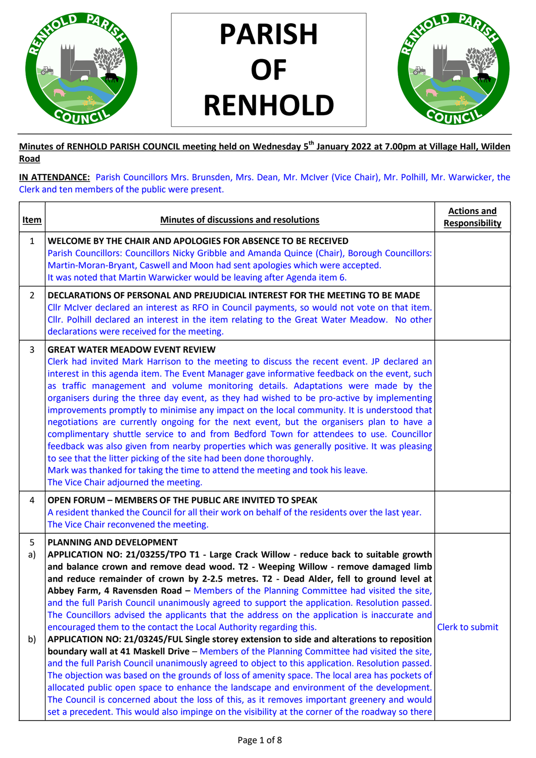# PARISH OF RENHOLD

**Minutes of RENHOLD PARISH COUNCIL meeting held on Wednesday 5th January 2022 at 7.00pm at Village Hall, Wilden Road**

**IN ATTENDANCE:** Parish Councillors Mrs. Brunsden, Mrs. Dean, Mr. McIver (Vice Chair), Mr. Polhill, Mr. Warwicker, the Clerk and ten members of the public were present.

| Item | Minutes of discussions and resolutions | Actions and Responsibility |
|---|---|---|
| 1 | **WELCOME BY THE CHAIR AND APOLOGIES FOR ABSENCE TO BE RECEIVED**<br>Parish Councillors: Councillors Nicky Gribble and Amanda Quince (Chair), Borough Councillors: Martin-Moran-Bryant, Caswell and Moon had sent apologies which were accepted.<br>It was noted that Martin Warwicker would be leaving after Agenda item 6. | |
| 2 | **DECLARATIONS OF PERSONAL AND PREJUDICIAL INTEREST FOR THE MEETING TO BE MADE**<br>Cllr McIver declared an interest as RFO in Council payments, so would not vote on that item. Cllr. Polhill declared an interest in the item relating to the Great Water Meadow. No other declarations were received for the meeting. | |
| 3 | **GREAT WATER MEADOW EVENT REVIEW**<br>Clerk had invited Mark Harrison to the meeting to discuss the recent event. JP declared an interest in this agenda item. The Event Manager gave informative feedback on the event, such as traffic management and volume monitoring details. Adaptations were made by the organisers during the three day event, as they had wished to be pro-active by implementing improvements promptly to minimise any impact on the local community. It is understood that negotiations are currently ongoing for the next event, but the organisers plan to have a complimentary shuttle service to and from Bedford Town for attendees to use. Councillor feedback was also given from nearby properties which was generally positive. It was pleasing to see that the litter picking of the site had been done thoroughly.<br>Mark was thanked for taking the time to attend the meeting and took his leave.<br>The Vice Chair adjourned the meeting. | |
| 4 | **OPEN FORUM – MEMBERS OF THE PUBLIC ARE INVITED TO SPEAK**<br>A resident thanked the Council for all their work on behalf of the residents over the last year.<br>The Vice Chair reconvened the meeting. | |
| 5<br>a) | **PLANNING AND DEVELOPMENT**<br>**APPLICATION NO: 21/03255/TPO T1 - Large Crack Willow - reduce back to suitable growth and balance crown and remove dead wood. T2 - Weeping Willow - remove damaged limb and reduce remainder of crown by 2-2.5 metres. T2 - Dead Alder, fell to ground level at Abbey Farm, 4 Ravensden Road –** Members of the Planning Committee had visited the site, and the full Parish Council unanimously agreed to support the application. Resolution passed. The Councillors advised the applicants that the address on the application is inaccurate and encouraged them to the contact the Local Authority regarding this. | Clerk to submit |
| b) | **APPLICATION NO: 21/03245/FUL Single storey extension to side and alterations to reposition boundary wall at 41 Maskell Drive** – Members of the Planning Committee had visited the site, and the full Parish Council unanimously agreed to object to this application. Resolution passed. The objection was based on the grounds of loss of amenity space. The local area has pockets of allocated public open space to enhance the landscape and environment of the development. The Council is concerned about the loss of this, as it removes important greenery and would set a precedent. This would also impinge on the visibility at the corner of the roadway so there | |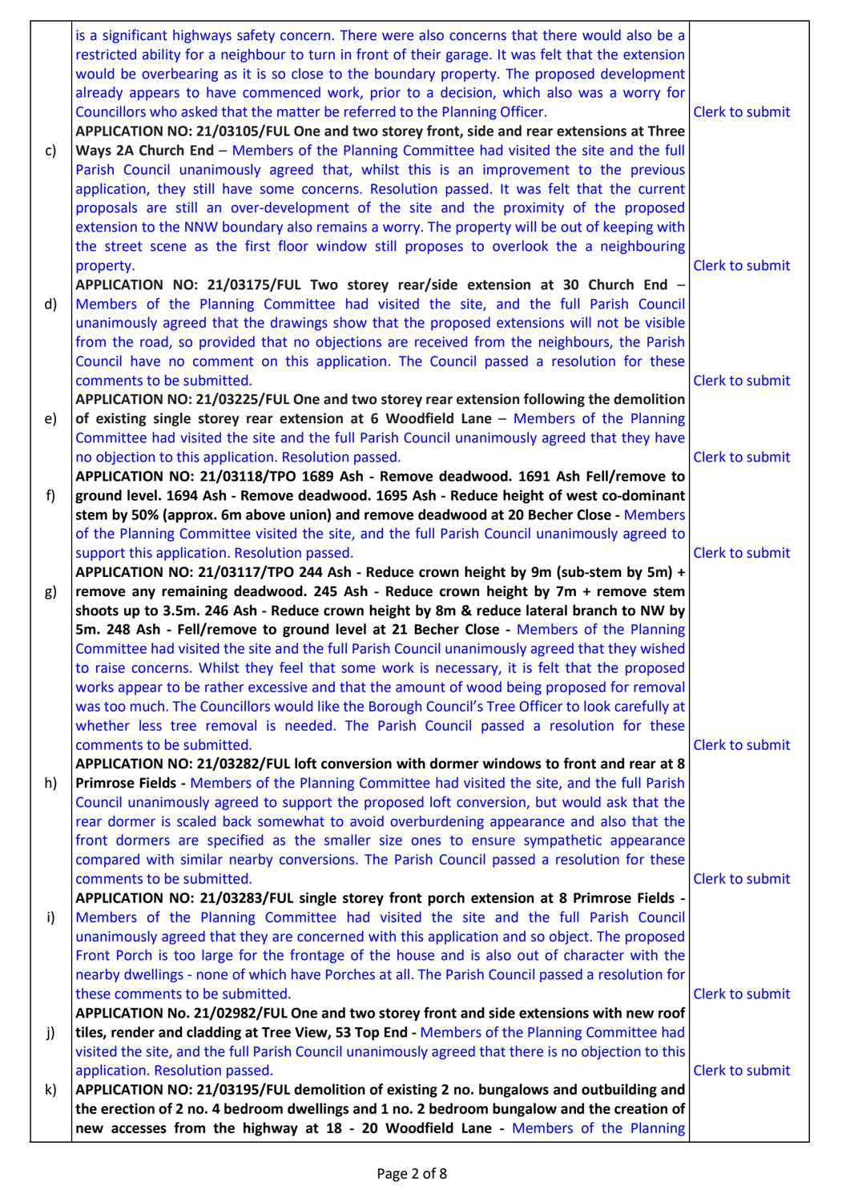| | | |
|---|---|---|
| | is a significant highways safety concern. There were also concerns that there would also be a restricted ability for a neighbour to turn in front of their garage. It was felt that the extension would be overbearing as it is so close to the boundary property. The proposed development already appears to have commenced work, prior to a decision, which also was a worry for Councillors who asked that the matter be referred to the Planning Officer. | Clerk to submit |
| c) | **APPLICATION NO: 21/03105/FUL One and two storey front, side and rear extensions at Three Ways 2A Church End** – Members of the Planning Committee had visited the site and the full Parish Council unanimously agreed that, whilst this is an improvement to the previous application, they still have some concerns. Resolution passed. It was felt that the current proposals are still an over-development of the site and the proximity of the proposed extension to the NNW boundary also remains a worry. The property will be out of keeping with the street scene as the first floor window still proposes to overlook the a neighbouring property. | Clerk to submit |
| d) | **APPLICATION NO: 21/03175/FUL Two storey rear/side extension at 30 Church End** – Members of the Planning Committee had visited the site, and the full Parish Council unanimously agreed that the drawings show that the proposed extensions will not be visible from the road, so provided that no objections are received from the neighbours, the Parish Council have no comment on this application. The Council passed a resolution for these comments to be submitted. | Clerk to submit |
| e) | **APPLICATION NO: 21/03225/FUL One and two storey rear extension following the demolition of existing single storey rear extension at 6 Woodfield Lane** – Members of the Planning Committee had visited the site and the full Parish Council unanimously agreed that they have no objection to this application. Resolution passed. | Clerk to submit |
| f) | **APPLICATION NO: 21/03118/TPO 1689 Ash - Remove deadwood. 1691 Ash Fell/remove to ground level. 1694 Ash - Remove deadwood. 1695 Ash - Reduce height of west co-dominant stem by 50% (approx. 6m above union) and remove deadwood at 20 Becher Close** - Members of the Planning Committee visited the site, and the full Parish Council unanimously agreed to support this application. Resolution passed. | Clerk to submit |
| g) | **APPLICATION NO: 21/03117/TPO 244 Ash - Reduce crown height by 9m (sub-stem by 5m) + remove any remaining deadwood. 245 Ash - Reduce crown height by 7m + remove stem shoots up to 3.5m. 246 Ash - Reduce crown height by 8m & reduce lateral branch to NW by 5m. 248 Ash - Fell/remove to ground level at 21 Becher Close** - Members of the Planning Committee had visited the site and the full Parish Council unanimously agreed that they wished to raise concerns. Whilst they feel that some work is necessary, it is felt that the proposed works appear to be rather excessive and that the amount of wood being proposed for removal was too much. The Councillors would like the Borough Council's Tree Officer to look carefully at whether less tree removal is needed. The Parish Council passed a resolution for these comments to be submitted. | Clerk to submit |
| h) | **APPLICATION NO: 21/03282/FUL loft conversion with dormer windows to front and rear at 8 Primrose Fields** - Members of the Planning Committee had visited the site, and the full Parish Council unanimously agreed to support the proposed loft conversion, but would ask that the rear dormer is scaled back somewhat to avoid overburdening appearance and also that the front dormers are specified as the smaller size ones to ensure sympathetic appearance compared with similar nearby conversions. The Parish Council passed a resolution for these comments to be submitted. | Clerk to submit |
| i) | **APPLICATION NO: 21/03283/FUL single storey front porch extension at 8 Primrose Fields** - Members of the Planning Committee had visited the site and the full Parish Council unanimously agreed that they are concerned with this application and so object. The proposed Front Porch is too large for the frontage of the house and is also out of character with the nearby dwellings - none of which have Porches at all. The Parish Council passed a resolution for these comments to be submitted. | Clerk to submit |
| j) | **APPLICATION No. 21/02982/FUL One and two storey front and side extensions with new roof tiles, render and cladding at Tree View, 53 Top End** - Members of the Planning Committee had visited the site, and the full Parish Council unanimously agreed that there is no objection to this application. Resolution passed. | Clerk to submit |
| k) | **APPLICATION NO: 21/03195/FUL demolition of existing 2 no. bungalows and outbuilding and the erection of 2 no. 4 bedroom dwellings and 1 no. 2 bedroom bungalow and the creation of new accesses from the highway at 18 - 20 Woodfield Lane** - Members of the Planning | |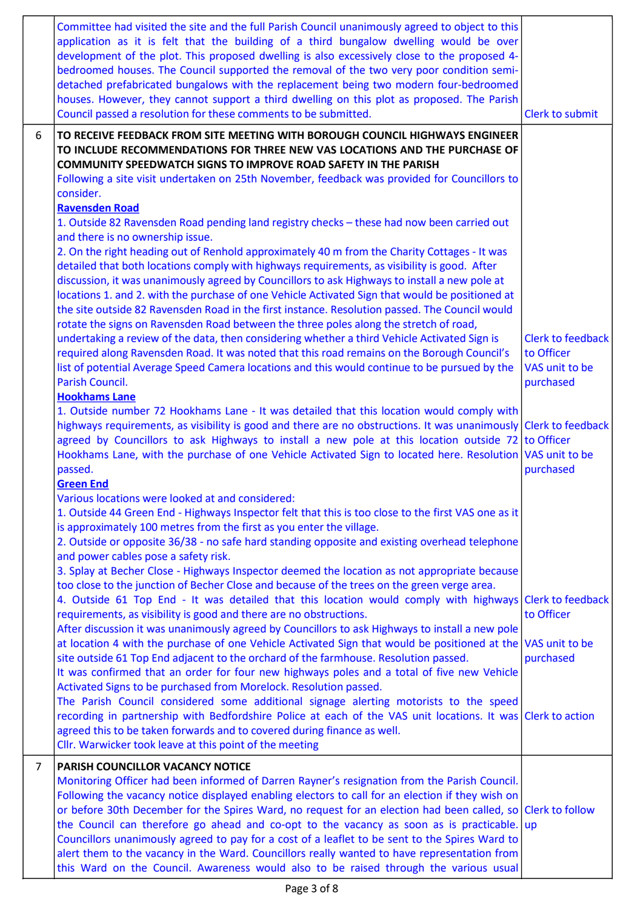| | | |
|---|---|---|
| | Committee had visited the site and the full Parish Council unanimously agreed to object to this application as it is felt that the building of a third bungalow dwelling would be over development of the plot. This proposed dwelling is also excessively close to the proposed 4-bedroomed houses. The Council supported the removal of the two very poor condition semi-detached prefabricated bungalows with the replacement being two modern four-bedroomed houses. However, they cannot support a third dwelling on this plot as proposed. The Parish Council passed a resolution for these comments to be submitted. | Clerk to submit |
| 6 | **TO RECEIVE FEEDBACK FROM SITE MEETING WITH BOROUGH COUNCIL HIGHWAYS ENGINEER TO INCLUDE RECOMMENDATIONS FOR THREE NEW VAS LOCATIONS AND THE PURCHASE OF COMMUNITY SPEEDWATCH SIGNS TO IMPROVE ROAD SAFETY IN THE PARISH**<br>Following a site visit undertaken on 25th November, feedback was provided for Councillors to consider.<br>**Ravensden Road**<br>1. Outside 82 Ravensden Road pending land registry checks – these had now been carried out and there is no ownership issue.<br>2. On the right heading out of Renhold approximately 40 m from the Charity Cottages - It was detailed that both locations comply with highways requirements, as visibility is good. After discussion, it was unanimously agreed by Councillors to ask Highways to install a new pole at locations 1. and 2. with the purchase of one Vehicle Activated Sign that would be positioned at the site outside 82 Ravensden Road in the first instance. Resolution passed. The Council would rotate the signs on Ravensden Road between the three poles along the stretch of road, undertaking a review of the data, then considering whether a third Vehicle Activated Sign is required along Ravensden Road. It was noted that this road remains on the Borough Council's list of potential Average Speed Camera locations and this would continue to be pursued by the Parish Council. | Clerk to feedback to Officer<br>VAS unit to be purchased |
| | **Hookhams Lane**<br>1. Outside number 72 Hookhams Lane - It was detailed that this location would comply with highways requirements, as visibility is good and there are no obstructions. It was unanimously agreed by Councillors to ask Highways to install a new pole at this location outside 72 Hookhams Lane, with the purchase of one Vehicle Activated Sign to located here. Resolution passed. | Clerk to feedback to Officer<br>VAS unit to be purchased |
| | **Green End**<br>Various locations were looked at and considered:<br>1. Outside 44 Green End - Highways Inspector felt that this is too close to the first VAS one as it is approximately 100 metres from the first as you enter the village.<br>2. Outside or opposite 36/38 - no safe hard standing opposite and existing overhead telephone and power cables pose a safety risk.<br>3. Splay at Becher Close - Highways Inspector deemed the location as not appropriate because too close to the junction of Becher Close and because of the trees on the green verge area.<br>4. Outside 61 Top End - It was detailed that this location would comply with highways requirements, as visibility is good and there are no obstructions.<br>After discussion it was unanimously agreed by Councillors to ask Highways to install a new pole at location 4 with the purchase of one Vehicle Activated Sign that would be positioned at the site outside 61 Top End adjacent to the orchard of the farmhouse. Resolution passed.<br>It was confirmed that an order for four new highways poles and a total of five new Vehicle Activated Signs to be purchased from Morelock. Resolution passed.<br>The Parish Council considered some additional signage alerting motorists to the speed recording in partnership with Bedfordshire Police at each of the VAS unit locations. It was agreed this to be taken forwards and to covered during finance as well.<br>Cllr. Warwicker took leave at this point of the meeting | Clerk to feedback to Officer<br>VAS unit to be purchased<br><br>Clerk to action |
| 7 | **PARISH COUNCILLOR VACANCY NOTICE**<br>Monitoring Officer had been informed of Darren Rayner's resignation from the Parish Council. Following the vacancy notice displayed enabling electors to call for an election if they wish on or before 30th December for the Spires Ward, no request for an election had been called, so the Council can therefore go ahead and co-opt to the vacancy as soon as is practicable. Councillors unanimously agreed to pay for a cost of a leaflet to be sent to the Spires Ward to alert them to the vacancy in the Ward. Councillors really wanted to have representation from this Ward on the Council. Awareness would also to be raised through the various usual | Clerk to follow up |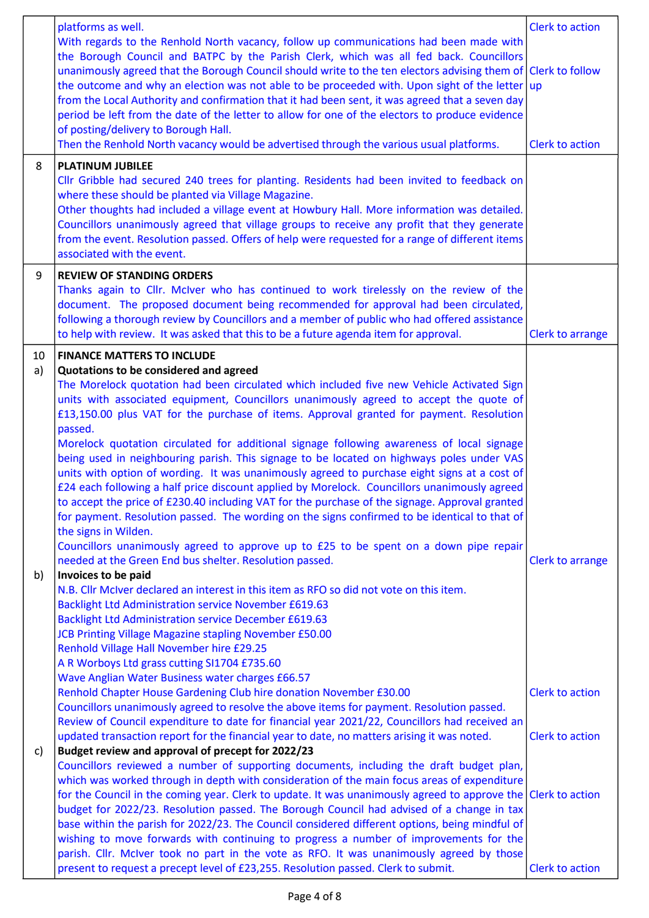| | | |
|---|---|---|
| | platforms as well.<br>With regards to the Renhold North vacancy, follow up communications had been made with the Borough Council and BATPC by the Parish Clerk, which was all fed back. Councillors unanimously agreed that the Borough Council should write to the ten electors advising them of the outcome and why an election was not able to be proceeded with. Upon sight of the letter from the Local Authority and confirmation that it had been sent, it was agreed that a seven day period be left from the date of the letter to allow for one of the electors to produce evidence of posting/delivery to Borough Hall.<br>Then the Renhold North vacancy would be advertised through the various usual platforms. | Clerk to action<br><br>Clerk to follow up<br><br>Clerk to action |
| 8 | **PLATINUM JUBILEE**<br>Cllr Gribble had secured 240 trees for planting. Residents had been invited to feedback on where these should be planted via Village Magazine.<br>Other thoughts had included a village event at Howbury Hall. More information was detailed. Councillors unanimously agreed that village groups to receive any profit that they generate from the event. Resolution passed. Offers of help were requested for a range of different items associated with the event. | |
| 9 | **REVIEW OF STANDING ORDERS**<br>Thanks again to Cllr. McIver who has continued to work tirelessly on the review of the document. The proposed document being recommended for approval had been circulated, following a thorough review by Councillors and a member of public who had offered assistance to help with review. It was asked that this to be a future agenda item for approval. | Clerk to arrange |
| 10<br>a) | **FINANCE MATTERS TO INCLUDE**<br>**Quotations to be considered and agreed**<br>The Morelock quotation had been circulated which included five new Vehicle Activated Sign units with associated equipment, Councillors unanimously agreed to accept the quote of £13,150.00 plus VAT for the purchase of items. Approval granted for payment. Resolution passed.<br>Morelock quotation circulated for additional signage following awareness of local signage being used in neighbouring parish. This signage to be located on highways poles under VAS units with option of wording. It was unanimously agreed to purchase eight signs at a cost of £24 each following a half price discount applied by Morelock. Councillors unanimously agreed to accept the price of £230.40 including VAT for the purchase of the signage. Approval granted for payment. Resolution passed. The wording on the signs confirmed to be identical to that of the signs in Wilden.<br>Councillors unanimously agreed to approve up to £25 to be spent on a down pipe repair needed at the Green End bus shelter. Resolution passed. | Clerk to arrange |
| b) | **Invoices to be paid**<br>N.B. Cllr McIver declared an interest in this item as RFO so did not vote on this item.<br>Backlight Ltd Administration service November £619.63<br>Backlight Ltd Administration service December £619.63<br>JCB Printing Village Magazine stapling November £50.00<br>Renhold Village Hall November hire £29.25<br>A R Worboys Ltd grass cutting SI1704 £735.60<br>Wave Anglian Water Business water charges £66.57<br>Renhold Chapter House Gardening Club hire donation November £30.00<br>Councillors unanimously agreed to resolve the above items for payment. Resolution passed.<br>Review of Council expenditure to date for financial year 2021/22, Councillors had received an updated transaction report for the financial year to date, no matters arising it was noted. | Clerk to action<br><br>Clerk to action |
| c) | **Budget review and approval of precept for 2022/23**<br>Councillors reviewed a number of supporting documents, including the draft budget plan, which was worked through in depth with consideration of the main focus areas of expenditure for the Council in the coming year. Clerk to update. It was unanimously agreed to approve the budget for 2022/23. Resolution passed. The Borough Council had advised of a change in tax base within the parish for 2022/23. The Council considered different options, being mindful of wishing to move forwards with continuing to progress a number of improvements for the parish. Cllr. McIver took no part in the vote as RFO. It was unanimously agreed by those present to request a precept level of £23,255. Resolution passed. Clerk to submit. | Clerk to action<br><br>Clerk to action |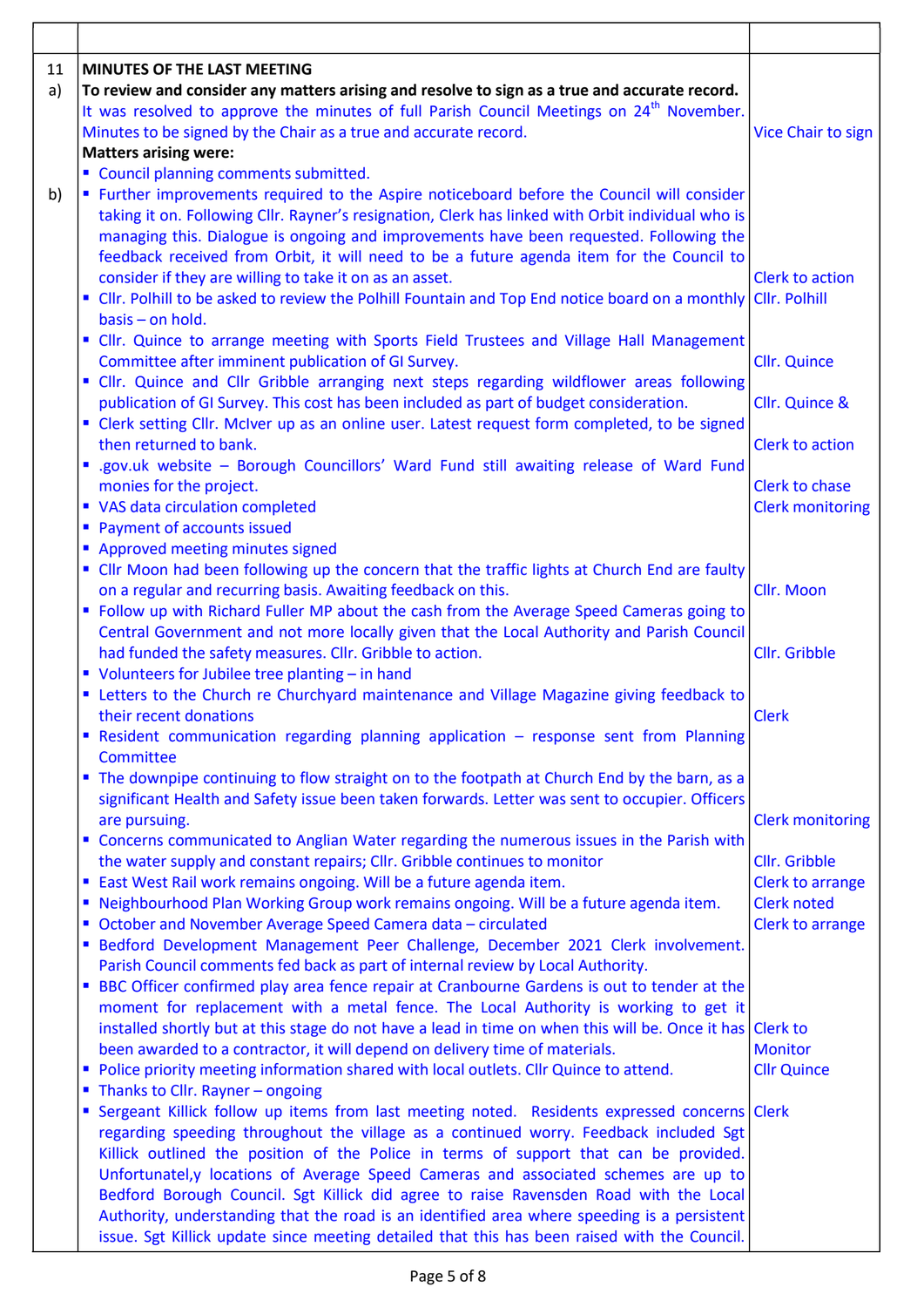| | | |
|---|---|---|
| 11 | **MINUTES OF THE LAST MEETING** | |
| a) | **To review and consider any matters arising and resolve to sign as a true and accurate record.** It was resolved to approve the minutes of full Parish Council Meetings on 24th November. Minutes to be signed by the Chair as a true and accurate record. | Vice Chair to sign |
| | **Matters arising were:** | |
| | ▪ Council planning comments submitted. | |
| b) | ▪ Further improvements required to the Aspire noticeboard before the Council will consider taking it on. Following Cllr. Rayner's resignation, Clerk has linked with Orbit individual who is managing this. Dialogue is ongoing and improvements have been requested. Following the feedback received from Orbit, it will need to be a future agenda item for the Council to consider if they are willing to take it on as an asset. | Clerk to action |
| | ▪ Cllr. Polhill to be asked to review the Polhill Fountain and Top End notice board on a monthly basis – on hold. | Cllr. Polhill |
| | ▪ Cllr. Quince to arrange meeting with Sports Field Trustees and Village Hall Management Committee after imminent publication of GI Survey. | Cllr. Quince |
| | ▪ Cllr. Quince and Cllr Gribble arranging next steps regarding wildflower areas following publication of GI Survey. This cost has been included as part of budget consideration. | Cllr. Quince & |
| | ▪ Clerk setting Cllr. McIver up as an online user. Latest request form completed, to be signed then returned to bank. | Clerk to action |
| | ▪ .gov.uk website – Borough Councillors' Ward Fund still awaiting release of Ward Fund monies for the project. | Clerk to chase |
| | ▪ VAS data circulation completed | Clerk monitoring |
| | ▪ Payment of accounts issued | |
| | ▪ Approved meeting minutes signed | |
| | ▪ Cllr Moon had been following up the concern that the traffic lights at Church End are faulty on a regular and recurring basis. Awaiting feedback on this. | Cllr. Moon |
| | ▪ Follow up with Richard Fuller MP about the cash from the Average Speed Cameras going to Central Government and not more locally given that the Local Authority and Parish Council had funded the safety measures. Cllr. Gribble to action. | Cllr. Gribble |
| | ▪ Volunteers for Jubilee tree planting – in hand | |
| | ▪ Letters to the Church re Churchyard maintenance and Village Magazine giving feedback to their recent donations | Clerk |
| | ▪ Resident communication regarding planning application – response sent from Planning Committee | |
| | ▪ The downpipe continuing to flow straight on to the footpath at Church End by the barn, as a significant Health and Safety issue been taken forwards. Letter was sent to occupier. Officers are pursuing. | Clerk monitoring |
| | ▪ Concerns communicated to Anglian Water regarding the numerous issues in the Parish with the water supply and constant repairs; Cllr. Gribble continues to monitor | Cllr. Gribble |
| | ▪ East West Rail work remains ongoing. Will be a future agenda item. | Clerk to arrange |
| | ▪ Neighbourhood Plan Working Group work remains ongoing. Will be a future agenda item. | Clerk noted |
| | ▪ October and November Average Speed Camera data – circulated | Clerk to arrange |
| | ▪ Bedford Development Management Peer Challenge, December 2021 Clerk involvement. Parish Council comments fed back as part of internal review by Local Authority. | |
| | ▪ BBC Officer confirmed play area fence repair at Cranbourne Gardens is out to tender at the moment for replacement with a metal fence. The Local Authority is working to get it installed shortly but at this stage do not have a lead in time on when this will be. Once it has been awarded to a contractor, it will depend on delivery time of materials. | Clerk to Monitor |
| | ▪ Police priority meeting information shared with local outlets. Cllr Quince to attend. | Cllr Quince |
| | ▪ Thanks to Cllr. Rayner – ongoing | |
| | ▪ Sergeant Killick follow up items from last meeting noted. Residents expressed concerns regarding speeding throughout the village as a continued worry. Feedback included Sgt Killick outlined the position of the Police in terms of support that can be provided. Unfortunatel,y locations of Average Speed Cameras and associated schemes are up to Bedford Borough Council. Sgt Killick did agree to raise Ravensden Road with the Local Authority, understanding that the road is an identified area where speeding is a persistent issue. Sgt Killick update since meeting detailed that this has been raised with the Council. | Clerk |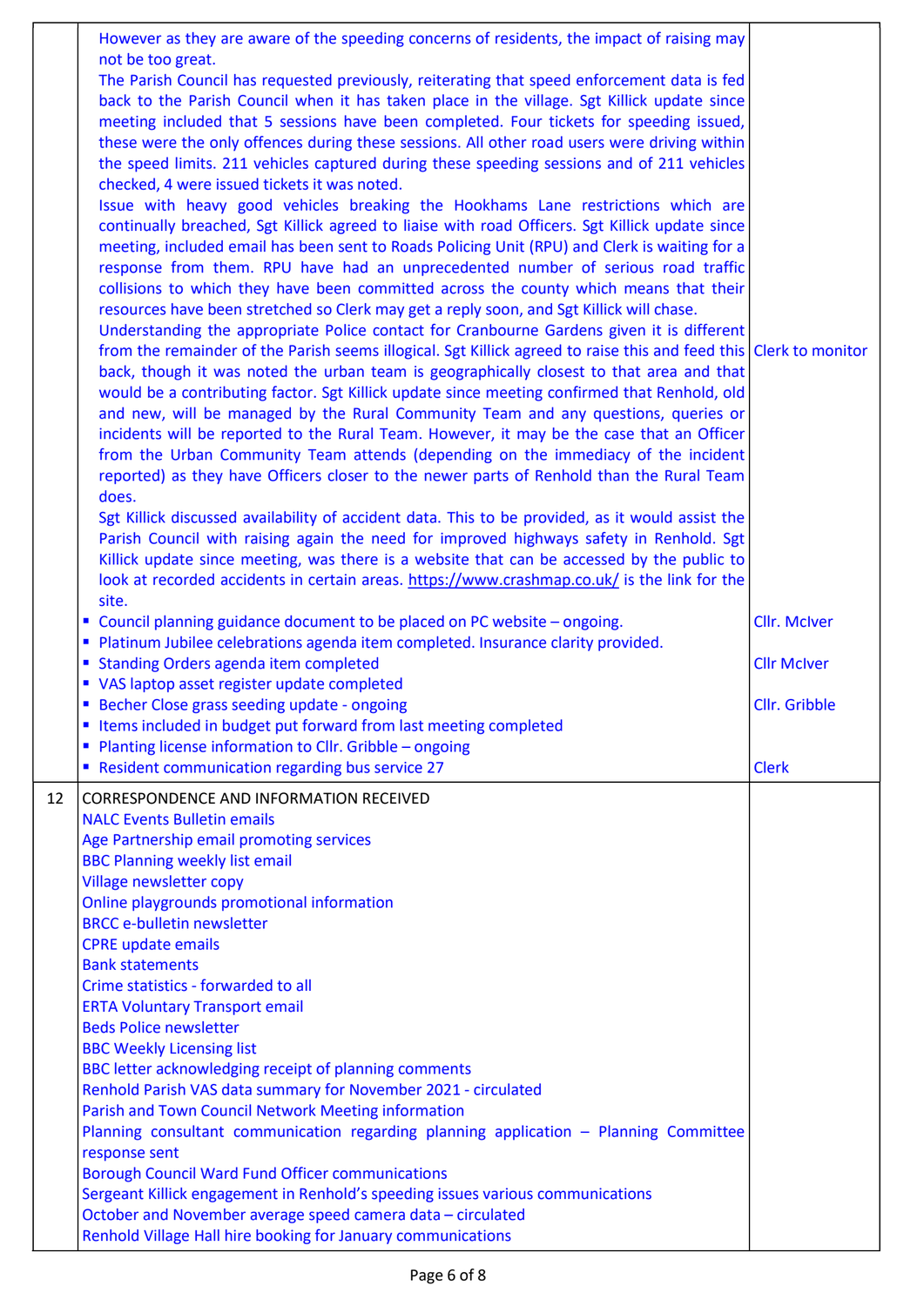| | | |
|---|---|---|
| | However as they are aware of the speeding concerns of residents, the impact of raising may not be too great.<br>The Parish Council has requested previously, reiterating that speed enforcement data is fed back to the Parish Council when it has taken place in the village. Sgt Killick update since meeting included that 5 sessions have been completed. Four tickets for speeding issued, these were the only offences during these sessions. All other road users were driving within the speed limits. 211 vehicles captured during these speeding sessions and of 211 vehicles checked, 4 were issued tickets it was noted.<br>Issue with heavy good vehicles breaking the Hookhams Lane restrictions which are continually breached, Sgt Killick agreed to liaise with road Officers. Sgt Killick update since meeting, included email has been sent to Roads Policing Unit (RPU) and Clerk is waiting for a response from them. RPU have had an unprecedented number of serious road traffic collisions to which they have been committed across the county which means that their resources have been stretched so Clerk may get a reply soon, and Sgt Killick will chase.<br>Understanding the appropriate Police contact for Cranbourne Gardens given it is different from the remainder of the Parish seems illogical. Sgt Killick agreed to raise this and feed this back, though it was noted the urban team is geographically closest to that area and that would be a contributing factor. Sgt Killick update since meeting confirmed that Renhold, old and new, will be managed by the Rural Community Team and any questions, queries or incidents will be reported to the Rural Team. However, it may be the case that an Officer from the Urban Community Team attends (depending on the immediacy of the incident reported) as they have Officers closer to the newer parts of Renhold than the Rural Team does.<br>Sgt Killick discussed availability of accident data. This to be provided, as it would assist the Parish Council with raising again the need for improved highways safety in Renhold. Sgt Killick update since meeting, was there is a website that can be accessed by the public to look at recorded accidents in certain areas. https://www.crashmap.co.uk/ is the link for the site.<br>▪ Council planning guidance document to be placed on PC website – ongoing.<br>▪ Platinum Jubilee celebrations agenda item completed. Insurance clarity provided.<br>▪ Standing Orders agenda item completed<br>▪ VAS laptop asset register update completed<br>▪ Becher Close grass seeding update - ongoing<br>▪ Items included in budget put forward from last meeting completed<br>▪ Planting license information to Cllr. Gribble – ongoing<br>▪ Resident communication regarding bus service 27 | Clerk to monitor<br><br>Cllr. McIver<br><br>Cllr McIver<br><br>Cllr. Gribble<br><br>Clerk |
| 12 | CORRESPONDENCE AND INFORMATION RECEIVED<br>NALC Events Bulletin emails<br>Age Partnership email promoting services<br>BBC Planning weekly list email<br>Village newsletter copy<br>Online playgrounds promotional information<br>BRCC e-bulletin newsletter<br>CPRE update emails<br>Bank statements<br>Crime statistics - forwarded to all<br>ERTA Voluntary Transport email<br>Beds Police newsletter<br>BBC Weekly Licensing list<br>BBC letter acknowledging receipt of planning comments<br>Renhold Parish VAS data summary for November 2021 - circulated<br>Parish and Town Council Network Meeting information<br>Planning consultant communication regarding planning application – Planning Committee response sent<br>Borough Council Ward Fund Officer communications<br>Sergeant Killick engagement in Renhold's speeding issues various communications<br>October and November average speed camera data – circulated<br>Renhold Village Hall hire booking for January communications | |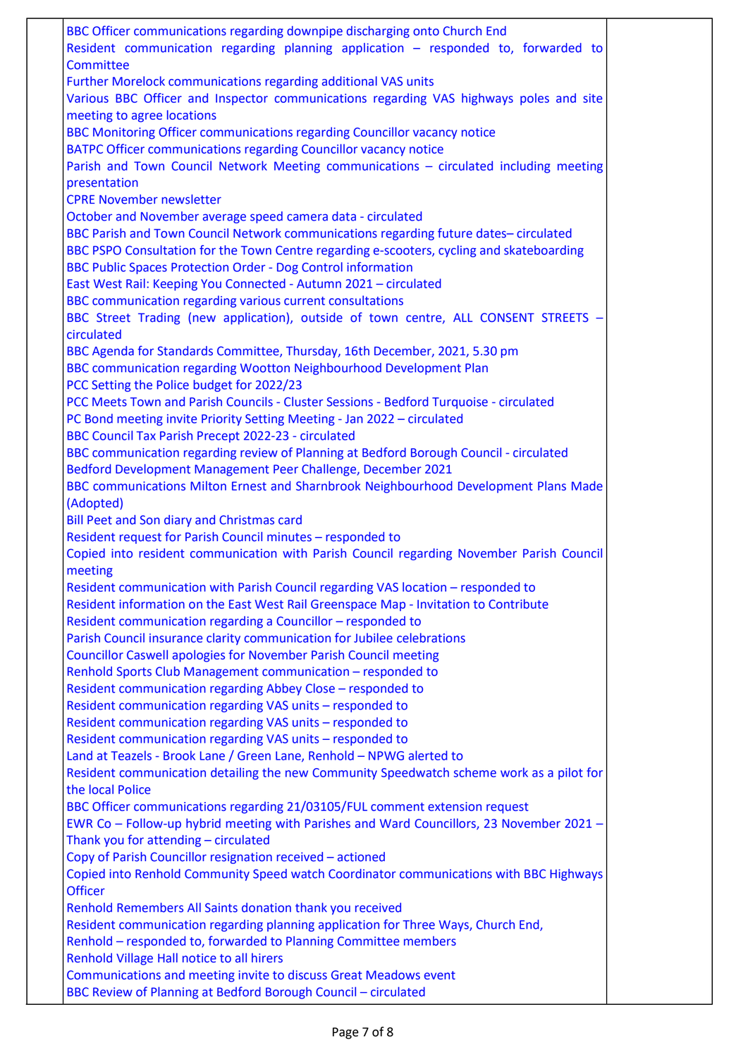| | | |
|---|---|---|
| | BBC Officer communications regarding downpipe discharging onto Church End<br>Resident communication regarding planning application – responded to, forwarded to Committee<br>Further Morelock communications regarding additional VAS units<br>Various BBC Officer and Inspector communications regarding VAS highways poles and site meeting to agree locations<br>BBC Monitoring Officer communications regarding Councillor vacancy notice<br>BATPC Officer communications regarding Councillor vacancy notice<br>Parish and Town Council Network Meeting communications – circulated including meeting presentation<br>CPRE November newsletter<br>October and November average speed camera data - circulated<br>BBC Parish and Town Council Network communications regarding future dates– circulated<br>BBC PSPO Consultation for the Town Centre regarding e-scooters, cycling and skateboarding<br>BBC Public Spaces Protection Order - Dog Control information<br>East West Rail: Keeping You Connected - Autumn 2021 – circulated<br>BBC communication regarding various current consultations<br>BBC Street Trading (new application), outside of town centre, ALL CONSENT STREETS – circulated<br>BBC Agenda for Standards Committee, Thursday, 16th December, 2021, 5.30 pm<br>BBC communication regarding Wootton Neighbourhood Development Plan<br>PCC Setting the Police budget for 2022/23<br>PCC Meets Town and Parish Councils - Cluster Sessions - Bedford Turquoise - circulated<br>PC Bond meeting invite Priority Setting Meeting - Jan 2022 – circulated<br>BBC Council Tax Parish Precept 2022-23 - circulated<br>BBC communication regarding review of Planning at Bedford Borough Council - circulated<br>Bedford Development Management Peer Challenge, December 2021<br>BBC communications Milton Ernest and Sharnbrook Neighbourhood Development Plans Made (Adopted)<br>Bill Peet and Son diary and Christmas card<br>Resident request for Parish Council minutes – responded to<br>Copied into resident communication with Parish Council regarding November Parish Council meeting<br>Resident communication with Parish Council regarding VAS location – responded to<br>Resident information on the East West Rail Greenspace Map - Invitation to Contribute<br>Resident communication regarding a Councillor – responded to<br>Parish Council insurance clarity communication for Jubilee celebrations<br>Councillor Caswell apologies for November Parish Council meeting<br>Renhold Sports Club Management communication – responded to<br>Resident communication regarding Abbey Close – responded to<br>Resident communication regarding VAS units – responded to<br>Resident communication regarding VAS units – responded to<br>Resident communication regarding VAS units – responded to<br>Land at Teazels - Brook Lane / Green Lane, Renhold – NPWG alerted to<br>Resident communication detailing the new Community Speedwatch scheme work as a pilot for the local Police<br>BBC Officer communications regarding 21/03105/FUL comment extension request<br>EWR Co – Follow-up hybrid meeting with Parishes and Ward Councillors, 23 November 2021 – Thank you for attending – circulated<br>Copy of Parish Councillor resignation received – actioned<br>Copied into Renhold Community Speed watch Coordinator communications with BBC Highways Officer<br>Renhold Remembers All Saints donation thank you received<br>Resident communication regarding planning application for Three Ways, Church End, Renhold – responded to, forwarded to Planning Committee members<br>Renhold Village Hall notice to all hirers<br>Communications and meeting invite to discuss Great Meadows event<br>BBC Review of Planning at Bedford Borough Council – circulated | |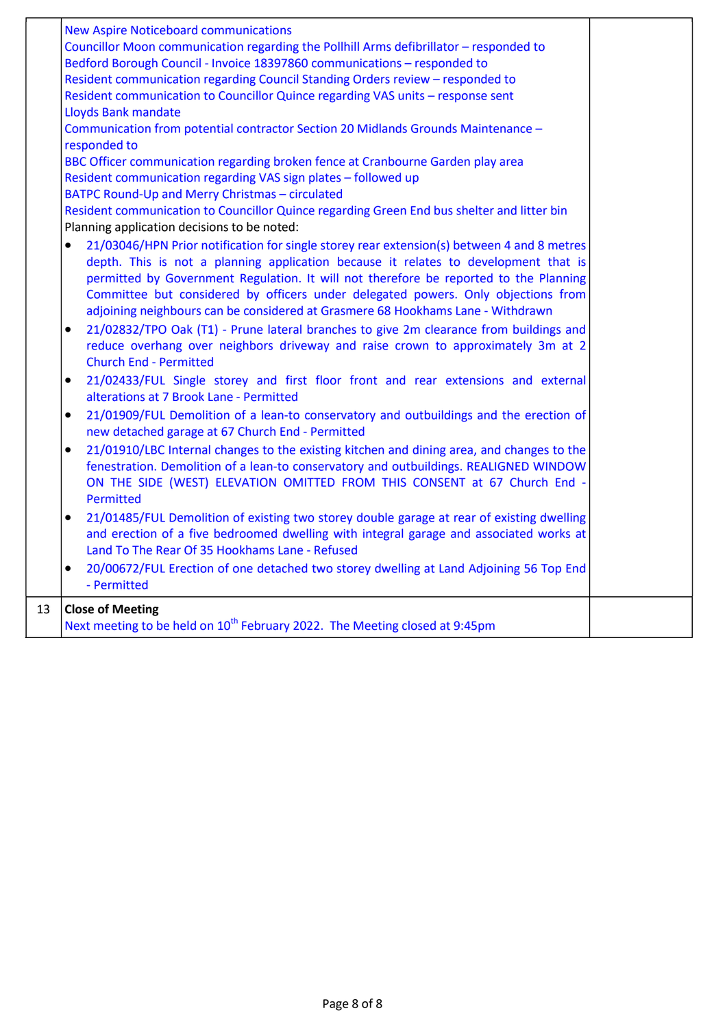| | | |
|---|---|---|
| | New Aspire Noticeboard communications<br>Councillor Moon communication regarding the Pollhill Arms defibrillator – responded to<br>Bedford Borough Council - Invoice 18397860 communications – responded to<br>Resident communication regarding Council Standing Orders review – responded to<br>Resident communication to Councillor Quince regarding VAS units – response sent<br>Lloyds Bank mandate<br>Communication from potential contractor Section 20 Midlands Grounds Maintenance – responded to<br>BBC Officer communication regarding broken fence at Cranbourne Garden play area<br>Resident communication regarding VAS sign plates – followed up<br>BATPC Round-Up and Merry Christmas – circulated<br>Resident communication to Councillor Quince regarding Green End bus shelter and litter bin<br>Planning application decisions to be noted:<br>• 21/03046/HPN Prior notification for single storey rear extension(s) between 4 and 8 metres depth. This is not a planning application because it relates to development that is permitted by Government Regulation. It will not therefore be reported to the Planning Committee but considered by officers under delegated powers. Only objections from adjoining neighbours can be considered at Grasmere 68 Hookhams Lane - Withdrawn<br>• 21/02832/TPO Oak (T1) - Prune lateral branches to give 2m clearance from buildings and reduce overhang over neighbors driveway and raise crown to approximately 3m at 2 Church End - Permitted<br>• 21/02433/FUL Single storey and first floor front and rear extensions and external alterations at 7 Brook Lane - Permitted<br>• 21/01909/FUL Demolition of a lean-to conservatory and outbuildings and the erection of new detached garage at 67 Church End - Permitted<br>• 21/01910/LBC Internal changes to the existing kitchen and dining area, and changes to the fenestration. Demolition of a lean-to conservatory and outbuildings. REALIGNED WINDOW ON THE SIDE (WEST) ELEVATION OMITTED FROM THIS CONSENT at 67 Church End - Permitted<br>• 21/01485/FUL Demolition of existing two storey double garage at rear of existing dwelling and erection of a five bedroomed dwelling with integral garage and associated works at Land To The Rear Of 35 Hookhams Lane - Refused<br>• 20/00672/FUL Erection of one detached two storey dwelling at Land Adjoining 56 Top End - Permitted | |
| 13 | **Close of Meeting**<br>Next meeting to be held on 10th February 2022. The Meeting closed at 9:45pm | |